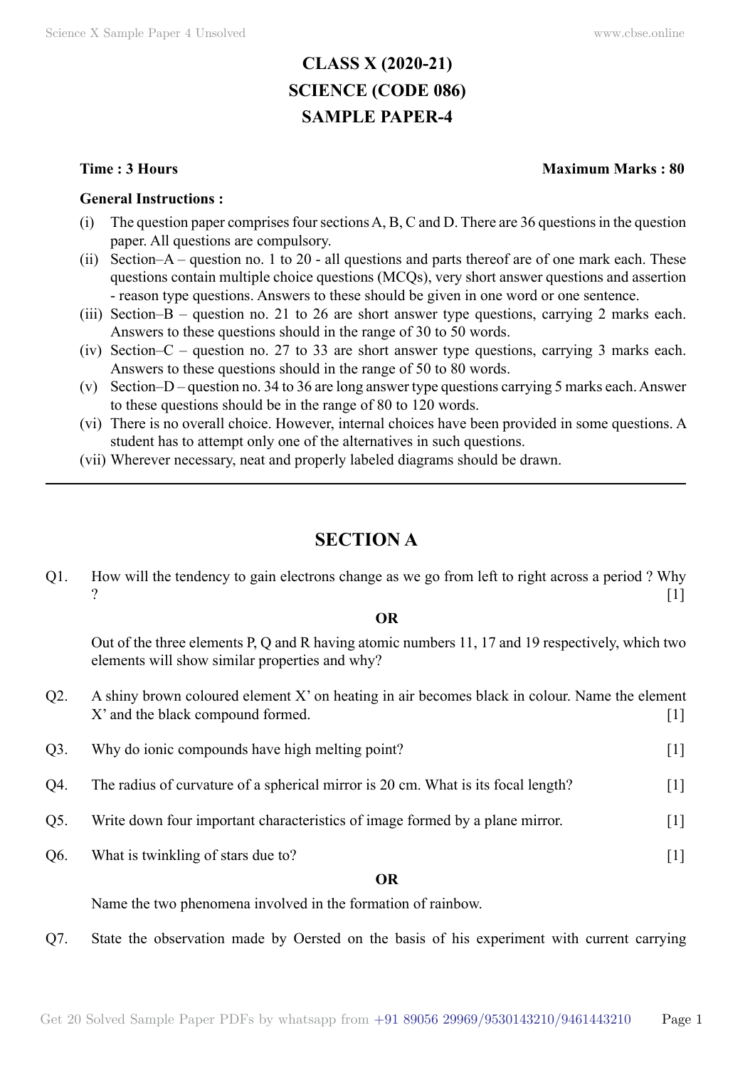# CLASS X (2020-21)
# SCIENCE (CODE 086)
# SAMPLE PAPER-4

**Time : 3 Hours** **Maximum Marks : 80**

**General Instructions :**

(i) The question paper comprises four sections A, B, C and D. There are 36 questions in the question paper. All questions are compulsory.

(ii) Section–A – question no. 1 to 20 - all questions and parts thereof are of one mark each. These questions contain multiple choice questions (MCQs), very short answer questions and assertion - reason type questions. Answers to these should be given in one word or one sentence.

(iii) Section–B – question no. 21 to 26 are short answer type questions, carrying 2 marks each. Answers to these questions should in the range of 30 to 50 words.

(iv) Section–C – question no. 27 to 33 are short answer type questions, carrying 3 marks each. Answers to these questions should in the range of 50 to 80 words.

(v) Section–D – question no. 34 to 36 are long answer type questions carrying 5 marks each. Answer to these questions should be in the range of 80 to 120 words.

(vi) There is no overall choice. However, internal choices have been provided in some questions. A student has to attempt only one of the alternatives in such questions.

(vii) Wherever necessary, neat and properly labeled diagrams should be drawn.

---

## SECTION A

Q1. How will the tendency to gain electrons change as we go from left to right across a period ? Why ? [1]

**OR**

Out of the three elements P, Q and R having atomic numbers 11, 17 and 19 respectively, which two elements will show similar properties and why?

Q2. A shiny brown coloured element X' on heating in air becomes black in colour. Name the element X' and the black compound formed. [1]

Q3. Why do ionic compounds have high melting point? [1]

Q4. The radius of curvature of a spherical mirror is 20 cm. What is its focal length? [1]

Q5. Write down four important characteristics of image formed by a plane mirror. [1]

Q6. What is twinkling of stars due to? [1]

**OR**

Name the two phenomena involved in the formation of rainbow.

Q7. State the observation made by Oersted on the basis of his experiment with current carrying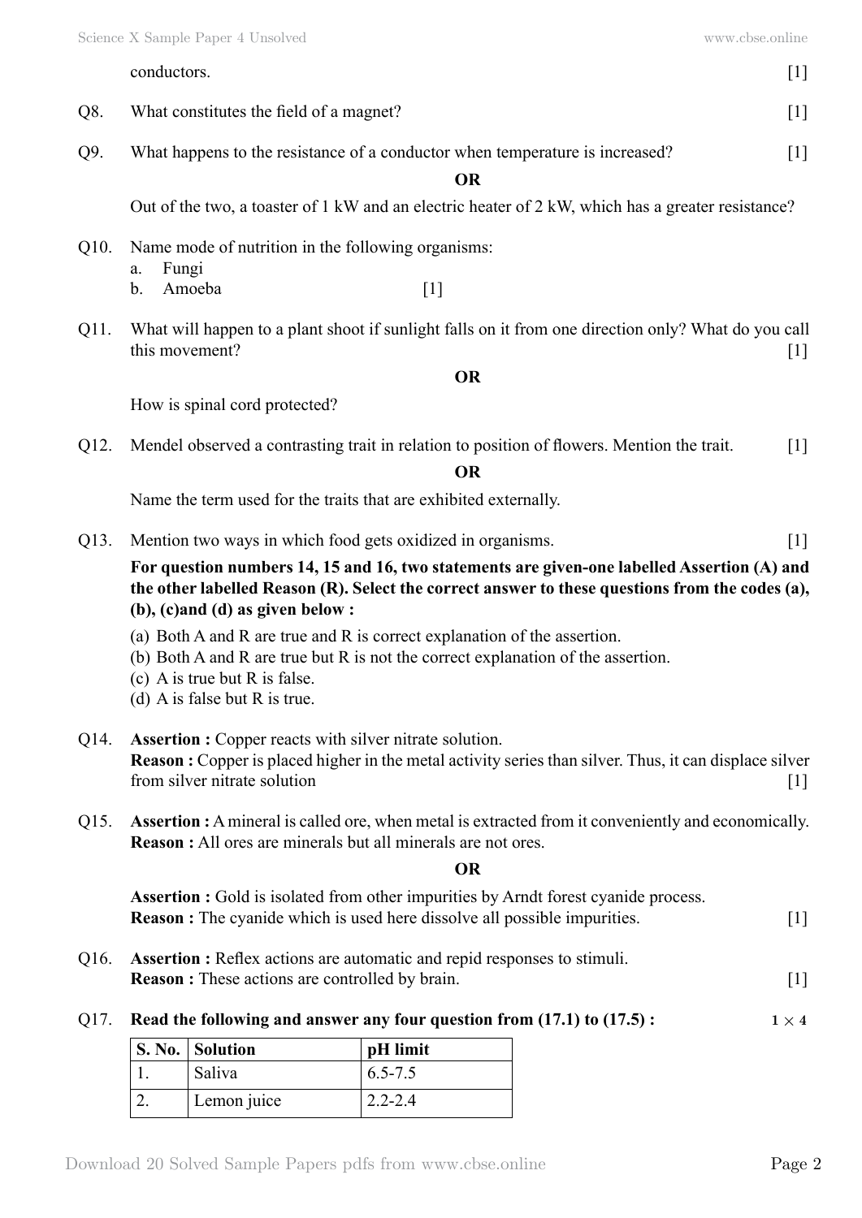conductors. [1]

Q8. What constitutes the field of a magnet? [1]

Q9. What happens to the resistance of a conductor when temperature is increased? [1]

**OR**

Out of the two, a toaster of 1 kW and an electric heater of 2 kW, which has a greater resistance?

Q10. Name mode of nutrition in the following organisms:
a. Fungi
b. Amoeba [1]

Q11. What will happen to a plant shoot if sunlight falls on it from one direction only? What do you call this movement? [1]

**OR**

How is spinal cord protected?

Q12. Mendel observed a contrasting trait in relation to position of flowers. Mention the trait. [1]

**OR**

Name the term used for the traits that are exhibited externally.

Q13. Mention two ways in which food gets oxidized in organisms. [1]

**For question numbers 14, 15 and 16, two statements are given-one labelled Assertion (A) and the other labelled Reason (R). Select the correct answer to these questions from the codes (a), (b), (c)and (d) as given below :**

(a) Both A and R are true and R is correct explanation of the assertion.
(b) Both A and R are true but R is not the correct explanation of the assertion.
(c) A is true but R is false.
(d) A is false but R is true.

Q14. **Assertion :** Copper reacts with silver nitrate solution.
**Reason :** Copper is placed higher in the metal activity series than silver. Thus, it can displace silver from silver nitrate solution [1]

Q15. **Assertion :** A mineral is called ore, when metal is extracted from it conveniently and economically.
**Reason :** All ores are minerals but all minerals are not ores.

**OR**

**Assertion :** Gold is isolated from other impurities by Arndt forest cyanide process.
**Reason :** The cyanide which is used here dissolve all possible impurities. [1]

Q16. **Assertion :** Reflex actions are automatic and repid responses to stimuli.
**Reason :** These actions are controlled by brain. [1]

Q17. **Read the following and answer any four question from (17.1) to (17.5) :** $1 \times 4$

| S. No. | Solution | pH limit |
|---|---|---|
| 1. | Saliva | 6.5-7.5 |
| 2. | Lemon juice | 2.2-2.4 |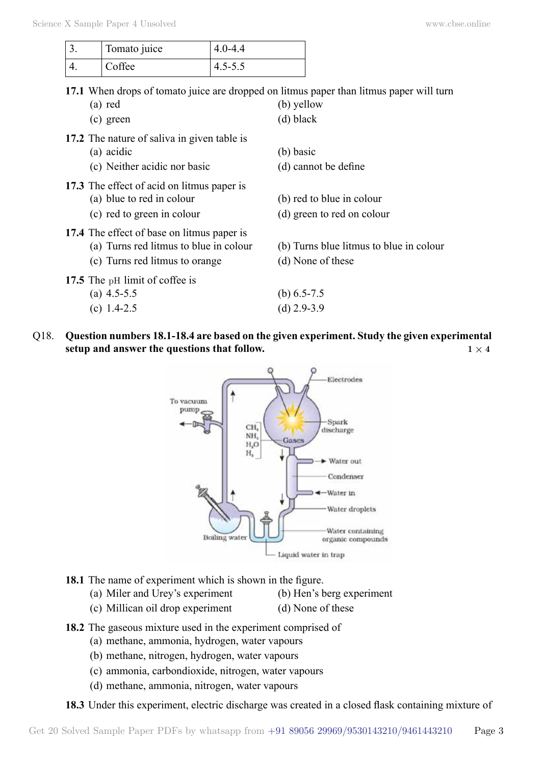| 3. | Tomato juice | 4.0-4.4 |
|---|---|---|
| 4. | Coffee | 4.5-5.5 |

**17.1** When drops of tomato juice are dropped on litmus paper than litmus paper will turn

(a) red
(b) yellow
(c) green
(d) black

**17.2** The nature of saliva in given table is

(a) acidic
(b) basic
(c) Neither acidic nor basic
(d) cannot be define

**17.3** The effect of acid on litmus paper is

(a) blue to red in colour
(b) red to blue in colour
(c) red to green in colour
(d) green to red on colour

**17.4** The effect of base on litmus paper is

(a) Turns red litmus to blue in colour
(b) Turns blue litmus to blue in colour
(c) Turns red litmus to orange
(d) None of these

**17.5** The pH limit of coffee is

(a) 4.5-5.5
(b) 6.5-7.5
(c) 1.4-2.5
(d) 2.9-3.9

Q18. **Question numbers 18.1-18.4 are based on the given experiment. Study the given experimental setup and answer the questions that follow.** $1 \times 4$

**18.1** The name of experiment which is shown in the figure.

(a) Miler and Urey's experiment
(b) Hen's berg experiment
(c) Millican oil drop experiment
(d) None of these

**18.2** The gaseous mixture used in the experiment comprised of

(a) methane, ammonia, hydrogen, water vapours
(b) methane, nitrogen, hydrogen, water vapours
(c) ammonia, carbondioxide, nitrogen, water vapours
(d) methane, ammonia, nitrogen, water vapours

**18.3** Under this experiment, electric discharge was created in a closed flask containing mixture of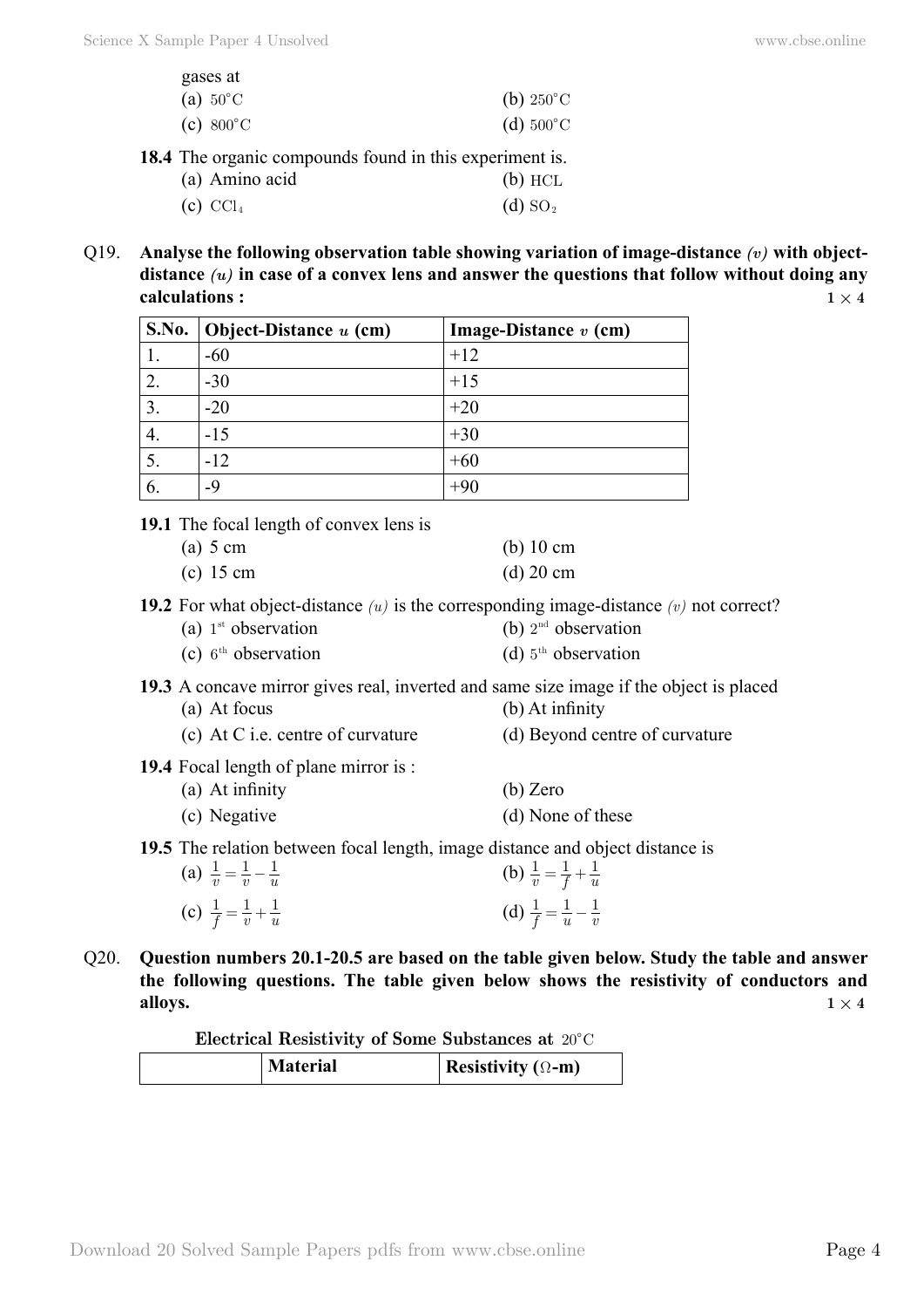gases at

(a) $50^{\circ}C$ (b) $250^{\circ}C$

(c) $800^{\circ}C$ (d) $500^{\circ}C$

**18.4** The organic compounds found in this experiment is.

(a) Amino acid (b) HCL

(c) $CCl_4$ (d) $SO_2$

Q19. **Analyse the following observation table showing variation of image-distance *(v)* with object-distance *(u)* in case of a convex lens and answer the questions that follow without doing any calculations :** $1 \times 4$

| S.No. | Object-Distance $u$ (cm) | Image-Distance $v$ (cm) |
|---|---|---|
| 1. | -60 | +12 |
| 2. | -30 | +15 |
| 3. | -20 | +20 |
| 4. | -15 | +30 |
| 5. | -12 | +60 |
| 6. | -9 | +90 |

**19.1** The focal length of convex lens is

(a) 5 cm (b) 10 cm

(c) 15 cm (d) 20 cm

**19.2** For what object-distance $(u)$ is the corresponding image-distance $(v)$ not correct?

(a) 1st observation (b) 2nd observation

(c) 6th observation (d) 5th observation

**19.3** A concave mirror gives real, inverted and same size image if the object is placed

(a) At focus (b) At infinity

(c) At C i.e. centre of curvature (d) Beyond centre of curvature

**19.4** Focal length of plane mirror is :

(a) At infinity (b) Zero

(c) Negative (d) None of these

**19.5** The relation between focal length, image distance and object distance is

(a) $\frac{1}{v} = \frac{1}{v} - \frac{1}{u}$ (b) $\frac{1}{v} = \frac{1}{f} + \frac{1}{u}$

(c) $\frac{1}{f} = \frac{1}{v} + \frac{1}{u}$ (d) $\frac{1}{f} = \frac{1}{u} - \frac{1}{v}$

Q20. **Question numbers 20.1-20.5 are based on the table given below. Study the table and answer the following questions. The table given below shows the resistivity of conductors and alloys.** $1 \times 4$

**Electrical Resistivity of Some Substances at $20^{\circ}C$**

| | Material | Resistivity ($\Omega$-m) |
|---|---|---|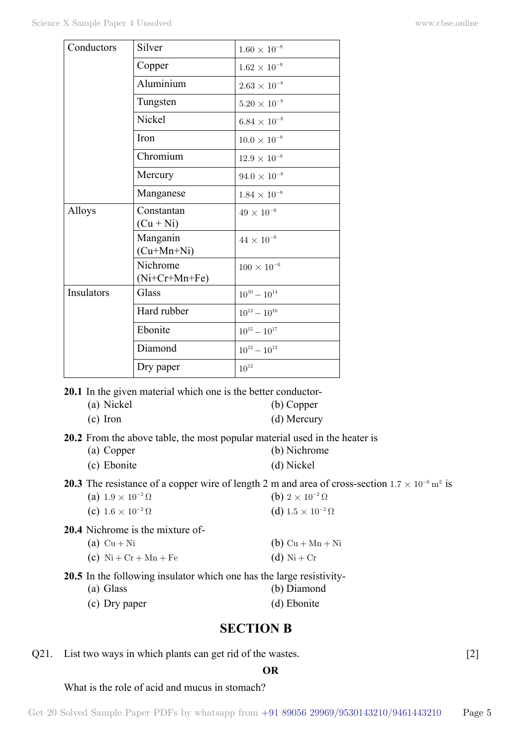| | | |
|---|---|---|
| Conductors | Silver | $1.60 \times 10^{-8}$ |
| | Copper | $1.62 \times 10^{-8}$ |
| | Aluminium | $2.63 \times 10^{-8}$ |
| | Tungsten | $5.20 \times 10^{-8}$ |
| | Nickel | $6.84 \times 10^{-8}$ |
| | Iron | $10.0 \times 10^{-8}$ |
| | Chromium | $12.9 \times 10^{-8}$ |
| | Mercury | $94.0 \times 10^{-8}$ |
| | Manganese | $1.84 \times 10^{-8}$ |
| Alloys | Constantan (Cu + Ni) | $49 \times 10^{-6}$ |
| | Manganin (Cu+Mn+Ni) | $44 \times 10^{-6}$ |
| | Nichrome (Ni+Cr+Mn+Fe) | $100 \times 10^{-6}$ |
| Insulators | Glass | $10^{10} - 10^{14}$ |
| | Hard rubber | $10^{13} - 10^{16}$ |
| | Ebonite | $10^{15} - 10^{17}$ |
| | Diamond | $10^{12} - 10^{13}$ |
| | Dry paper | $10^{12}$ |

**20.1** In the given material which one is the better conductor-

(a) Nickel
(b) Copper
(c) Iron
(d) Mercury

**20.2** From the above table, the most popular material used in the heater is

(a) Copper
(b) Nichrome
(c) Ebonite
(d) Nickel

**20.3** The resistance of a copper wire of length 2 m and area of cross-section $1.7 \times 10^{-6}\,m^2$ is

(a) $1.9 \times 10^{-2}\,\Omega$
(b) $2 \times 10^{-2}\,\Omega$
(c) $1.6 \times 10^{-2}\,\Omega$
(d) $1.5 \times 10^{-2}\,\Omega$

**20.4** Nichrome is the mixture of-

(a) $Cu + Ni$
(b) $Cu + Mn + Ni$
(c) $Ni + Cr + Mn + Fe$
(d) $Ni + Cr$

**20.5** In the following insulator which one has the large resistivity-

(a) Glass
(b) Diamond
(c) Dry paper
(d) Ebonite

## SECTION B

Q21. List two ways in which plants can get rid of the wastes. [2]

**OR**

What is the role of acid and mucus in stomach?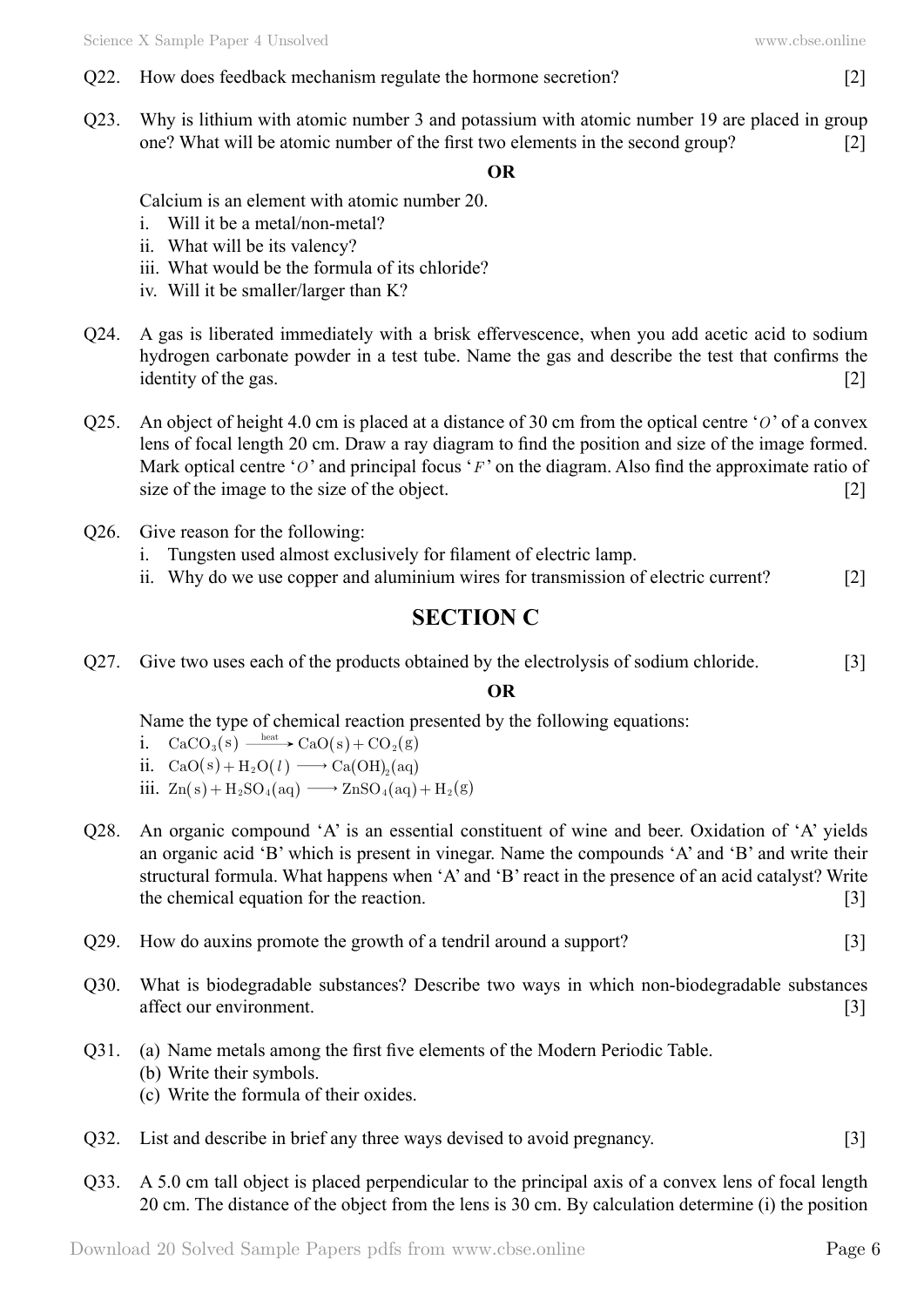Q22. How does feedback mechanism regulate the hormone secretion? [2]

Q23. Why is lithium with atomic number 3 and potassium with atomic number 19 are placed in group one? What will be atomic number of the first two elements in the second group? [2]

**OR**

Calcium is an element with atomic number 20.
i. Will it be a metal/non-metal?
ii. What will be its valency?
iii. What would be the formula of its chloride?
iv. Will it be smaller/larger than K?

Q24. A gas is liberated immediately with a brisk effervescence, when you add acetic acid to sodium hydrogen carbonate powder in a test tube. Name the gas and describe the test that confirms the identity of the gas. [2]

Q25. An object of height 4.0 cm is placed at a distance of 30 cm from the optical centre '$O$' of a convex lens of focal length 20 cm. Draw a ray diagram to find the position and size of the image formed. Mark optical centre '$O$' and principal focus '$F$' on the diagram. Also find the approximate ratio of size of the image to the size of the object. [2]

Q26. Give reason for the following:
i. Tungsten used almost exclusively for filament of electric lamp.
ii. Why do we use copper and aluminium wires for transmission of electric current? [2]

## SECTION C

Q27. Give two uses each of the products obtained by the electrolysis of sodium chloride. [3]

**OR**

Name the type of chemical reaction presented by the following equations:
i. $CaCO_3(s) \xrightarrow{\text{heat}} CaO(s) + CO_2(g)$
ii. $CaO(s) + H_2O(l) \longrightarrow Ca(OH)_2(aq)$
iii. $Zn(s) + H_2SO_4(aq) \longrightarrow ZnSO_4(aq) + H_2(g)$

Q28. An organic compound 'A' is an essential constituent of wine and beer. Oxidation of 'A' yields an organic acid 'B' which is present in vinegar. Name the compounds 'A' and 'B' and write their structural formula. What happens when 'A' and 'B' react in the presence of an acid catalyst? Write the chemical equation for the reaction. [3]

Q29. How do auxins promote the growth of a tendril around a support? [3]

Q30. What is biodegradable substances? Describe two ways in which non-biodegradable substances affect our environment. [3]

Q31. (a) Name metals among the first five elements of the Modern Periodic Table.
(b) Write their symbols.
(c) Write the formula of their oxides.

Q32. List and describe in brief any three ways devised to avoid pregnancy. [3]

Q33. A 5.0 cm tall object is placed perpendicular to the principal axis of a convex lens of focal length 20 cm. The distance of the object from the lens is 30 cm. By calculation determine (i) the position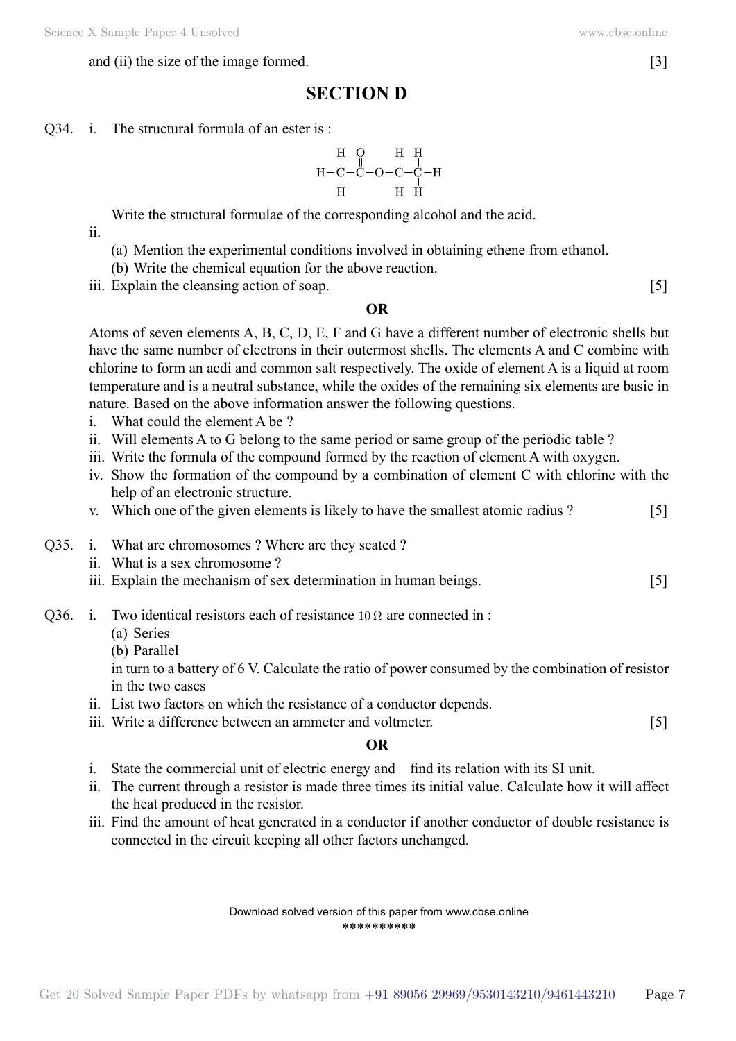and (ii) the size of the image formed. [3]

## SECTION D

Q34. i. The structural formula of an ester is :

$$\begin{array}{c} \text{H} \quad \text{O} \qquad \text{H} \quad \text{H} \\ | \quad\;\; \| \qquad\; | \quad\;\; | \\ \text{H}-\text{C}-\text{C}-\text{O}-\text{C}-\text{C}-\text{H} \\ | \qquad\qquad\quad\; | \quad\;\; | \\ \text{H} \qquad\qquad\quad\; \text{H} \quad \text{H} \end{array}$$

Write the structural formulae of the corresponding alcohol and the acid.

ii.
- (a) Mention the experimental conditions involved in obtaining ethene from ethanol.
- (b) Write the chemical equation for the above reaction.

iii. Explain the cleansing action of soap. [5]

**OR**

Atoms of seven elements A, B, C, D, E, F and G have a different number of electronic shells but have the same number of electrons in their outermost shells. The elements A and C combine with chlorine to form an acdi and common salt respectively. The oxide of element A is a liquid at room temperature and is a neutral substance, while the oxides of the remaining six elements are basic in nature. Based on the above information answer the following questions.

i. What could the element A be ?
ii. Will elements A to G belong to the same period or same group of the periodic table ?
iii. Write the formula of the compound formed by the reaction of element A with oxygen.
iv. Show the formation of the compound by a combination of element C with chlorine with the help of an electronic structure.
v. Which one of the given elements is likely to have the smallest atomic radius ? [5]

Q35. i. What are chromosomes ? Where are they seated ?
ii. What is a sex chromosome ?
iii. Explain the mechanism of sex determination in human beings. [5]

Q36. i. Two identical resistors each of resistance $10\,\Omega$ are connected in :
- (a) Series
- (b) Parallel

in turn to a battery of 6 V. Calculate the ratio of power consumed by the combination of resistor in the two cases

ii. List two factors on which the resistance of a conductor depends.
iii. Write a difference between an ammeter and voltmeter. [5]

**OR**

i. State the commercial unit of electric energy and find its relation with its SI unit.
ii. The current through a resistor is made three times its initial value. Calculate how it will affect the heat produced in the resistor.
iii. Find the amount of heat generated in a conductor if another conductor of double resistance is connected in the circuit keeping all other factors unchanged.

Download solved version of this paper from www.cbse.online

**********